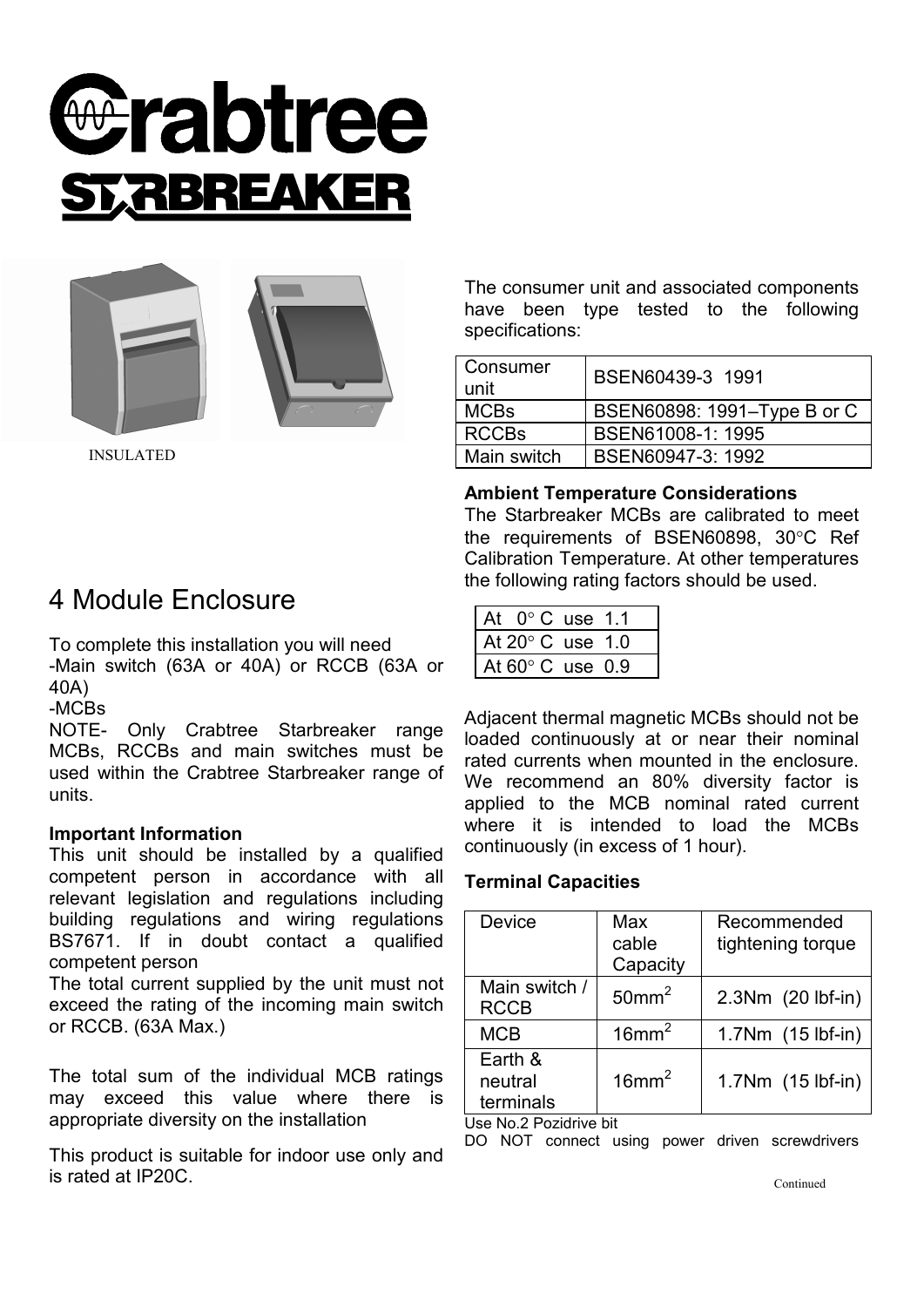# Crabtree STARBREAKER

INSULATED

## 4 Module Enclosure

To complete this installation you will need
-Main switch (63A or 40A) or RCCB (63A or 40A)
-MCBs
NOTE- Only Crabtree Starbreaker range MCBs, RCCBs and main switches must be used within the Crabtree Starbreaker range of units.

**Important Information**
This unit should be installed by a qualified competent person in accordance with all relevant legislation and regulations including building regulations and wiring regulations BS7671. If in doubt contact a qualified competent person
The total current supplied by the unit must not exceed the rating of the incoming main switch or RCCB. (63A Max.)

The total sum of the individual MCB ratings may exceed this value where there is appropriate diversity on the installation

This product is suitable for indoor use only and is rated at IP20C.

The consumer unit and associated components have been type tested to the following specifications:

| Consumer unit | BSEN60439-3 1991 |
|---|---|
| MCBs | BSEN60898: 1991–Type B or C |
| RCCBs | BSEN61008-1: 1995 |
| Main switch | BSEN60947-3: 1992 |

**Ambient Temperature Considerations**
The Starbreaker MCBs are calibrated to meet the requirements of BSEN60898, 30°C Ref Calibration Temperature. At other temperatures the following rating factors should be used.

| At 0° C use 1.1 |
|---|
| At 20° C use 1.0 |
| At 60° C use 0.9 |

Adjacent thermal magnetic MCBs should not be loaded continuously at or near their nominal rated currents when mounted in the enclosure. We recommend an 80% diversity factor is applied to the MCB nominal rated current where it is intended to load the MCBs continuously (in excess of 1 hour).

**Terminal Capacities**

| Device | Max cable Capacity | Recommended tightening torque |
|---|---|---|
| Main switch / RCCB | 50mm$^2$ | 2.3Nm (20 lbf-in) |
| MCB | 16mm$^2$ | 1.7Nm (15 lbf-in) |
| Earth & neutral terminals | 16mm$^2$ | 1.7Nm (15 lbf-in) |

Use No.2 Pozidrive bit
DO NOT connect using power driven screwdrivers

Continued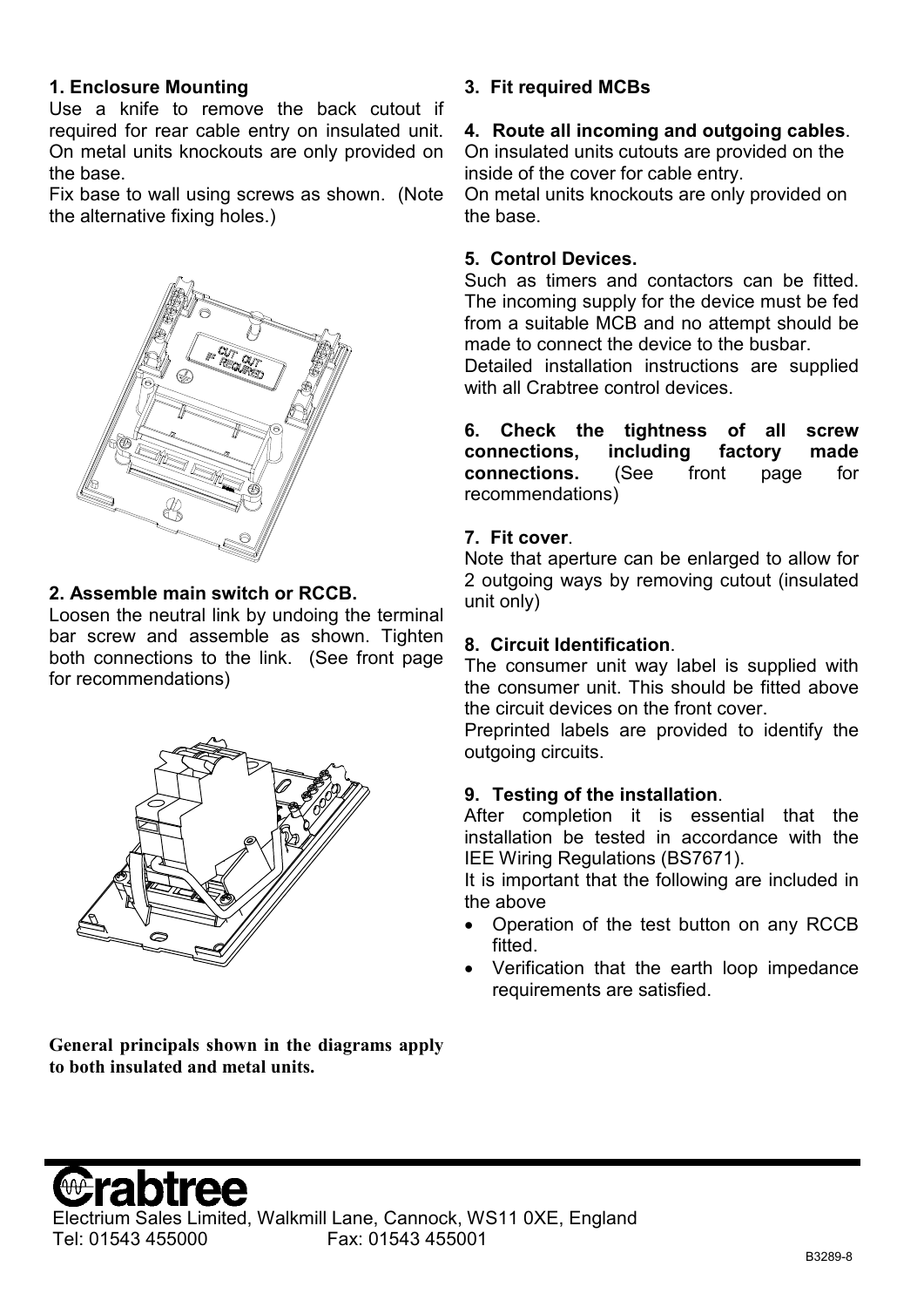**1. Enclosure Mounting**

Use a knife to remove the back cutout if required for rear cable entry on insulated unit. On metal units knockouts are only provided on the base.

Fix base to wall using screws as shown. (Note the alternative fixing holes.)

CUT OUT IF REQUIRED

**2. Assemble main switch or RCCB.**

Loosen the neutral link by undoing the terminal bar screw and assemble as shown. Tighten both connections to the link. (See front page for recommendations)

**General principals shown in the diagrams apply to both insulated and metal units.**

**3. Fit required MCBs**

**4. Route all incoming and outgoing cables**.

On insulated units cutouts are provided on the inside of the cover for cable entry.

On metal units knockouts are only provided on the base.

**5. Control Devices.**

Such as timers and contactors can be fitted. The incoming supply for the device must be fed from a suitable MCB and no attempt should be made to connect the device to the busbar.

Detailed installation instructions are supplied with all Crabtree control devices.

**6. Check the tightness of all screw connections, including factory made connections.** (See front page for recommendations)

**7. Fit cover**.

Note that aperture can be enlarged to allow for 2 outgoing ways by removing cutout (insulated unit only)

**8. Circuit Identification**.

The consumer unit way label is supplied with the consumer unit. This should be fitted above the circuit devices on the front cover.

Preprinted labels are provided to identify the outgoing circuits.

**9. Testing of the installation**.

After completion it is essential that the installation be tested in accordance with the IEE Wiring Regulations (BS7671).

It is important that the following are included in the above

- Operation of the test button on any RCCB fitted.
- Verification that the earth loop impedance requirements are satisfied.

Crabtree

Electrium Sales Limited, Walkmill Lane, Cannock, WS11 0XE, England
Tel: 01543 455000 Fax: 01543 455001

B3289-8